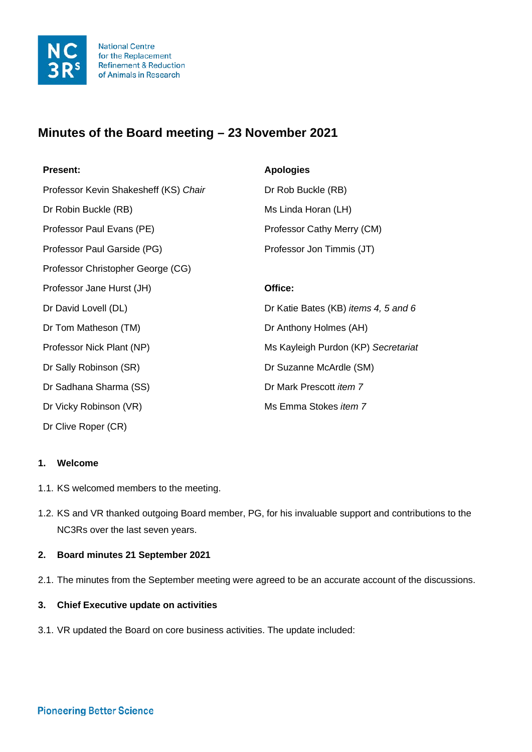National Centre for the Replacement Refinement & Reduction of Animals in Research

# Minutes of the Board meeting – 23 November 2021

**Present:**

Professor Kevin Shakesheff (KS) *Chair*

Dr Robin Buckle (RB)

Professor Paul Evans (PE)

Professor Paul Garside (PG)

Professor Christopher George (CG)

Professor Jane Hurst (JH)

Dr David Lovell (DL)

Dr Tom Matheson (TM)

Professor Nick Plant (NP)

Dr Sally Robinson (SR)

Dr Sadhana Sharma (SS)

Dr Vicky Robinson (VR)

Dr Clive Roper (CR)

**Apologies**

Dr Rob Buckle (RB)

Ms Linda Horan (LH)

Professor Cathy Merry (CM)

Professor Jon Timmis (JT)

**Office:**

Dr Katie Bates (KB) *items 4, 5 and 6*

Dr Anthony Holmes (AH)

Ms Kayleigh Purdon (KP) *Secretariat*

Dr Suzanne McArdle (SM)

Dr Mark Prescott *item 7*

Ms Emma Stokes *item 7*

### 1. Welcome

1.1. KS welcomed members to the meeting.

1.2. KS and VR thanked outgoing Board member, PG, for his invaluable support and contributions to the NC3Rs over the last seven years.

### 2. Board minutes 21 September 2021

2.1. The minutes from the September meeting were agreed to be an accurate account of the discussions.

### 3. Chief Executive update on activities

3.1. VR updated the Board on core business activities. The update included:

Pioneering Better Science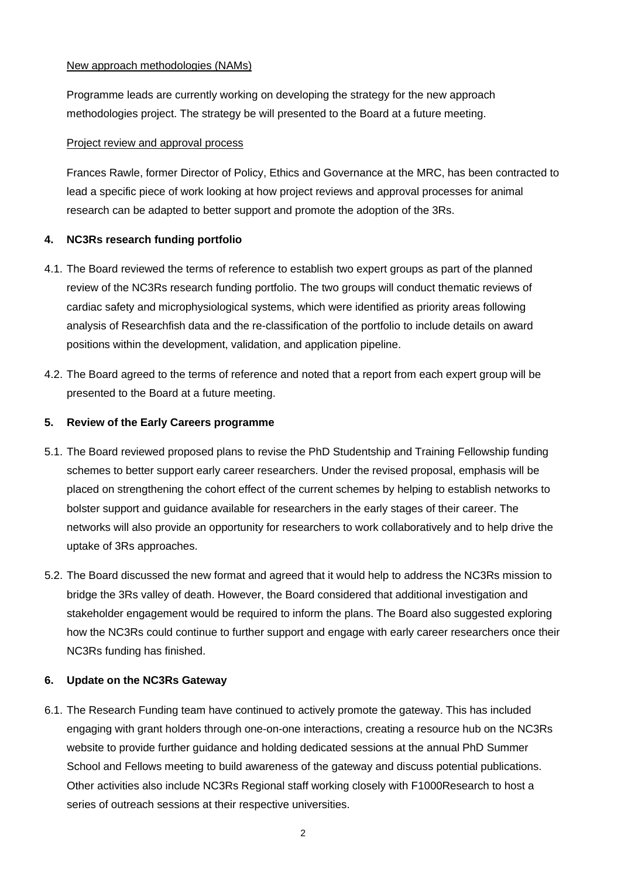New approach methodologies (NAMs)

Programme leads are currently working on developing the strategy for the new approach methodologies project. The strategy be will presented to the Board at a future meeting.

Project review and approval process

Frances Rawle, former Director of Policy, Ethics and Governance at the MRC, has been contracted to lead a specific piece of work looking at how project reviews and approval processes for animal research can be adapted to better support and promote the adoption of the 3Rs.

**4. NC3Rs research funding portfolio**

4.1. The Board reviewed the terms of reference to establish two expert groups as part of the planned review of the NC3Rs research funding portfolio. The two groups will conduct thematic reviews of cardiac safety and microphysiological systems, which were identified as priority areas following analysis of Researchfish data and the re-classification of the portfolio to include details on award positions within the development, validation, and application pipeline.

4.2. The Board agreed to the terms of reference and noted that a report from each expert group will be presented to the Board at a future meeting.

**5. Review of the Early Careers programme**

5.1. The Board reviewed proposed plans to revise the PhD Studentship and Training Fellowship funding schemes to better support early career researchers. Under the revised proposal, emphasis will be placed on strengthening the cohort effect of the current schemes by helping to establish networks to bolster support and guidance available for researchers in the early stages of their career. The networks will also provide an opportunity for researchers to work collaboratively and to help drive the uptake of 3Rs approaches.

5.2. The Board discussed the new format and agreed that it would help to address the NC3Rs mission to bridge the 3Rs valley of death. However, the Board considered that additional investigation and stakeholder engagement would be required to inform the plans. The Board also suggested exploring how the NC3Rs could continue to further support and engage with early career researchers once their NC3Rs funding has finished.

**6. Update on the NC3Rs Gateway**

6.1. The Research Funding team have continued to actively promote the gateway. This has included engaging with grant holders through one-on-one interactions, creating a resource hub on the NC3Rs website to provide further guidance and holding dedicated sessions at the annual PhD Summer School and Fellows meeting to build awareness of the gateway and discuss potential publications. Other activities also include NC3Rs Regional staff working closely with F1000Research to host a series of outreach sessions at their respective universities.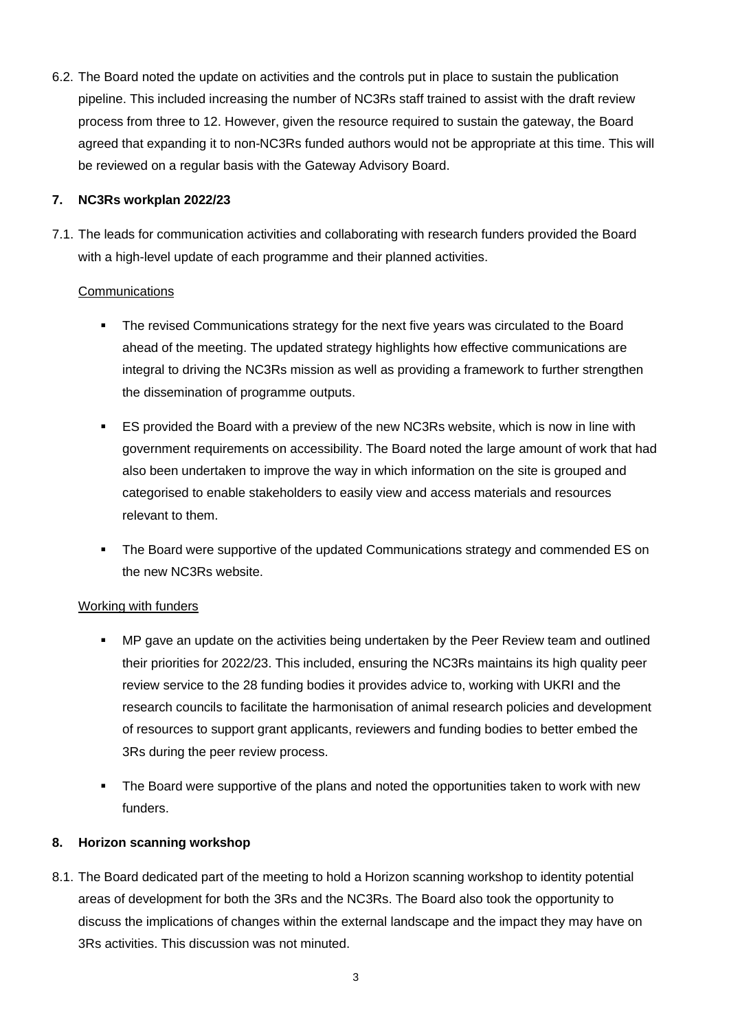6.2. The Board noted the update on activities and the controls put in place to sustain the publication pipeline. This included increasing the number of NC3Rs staff trained to assist with the draft review process from three to 12. However, given the resource required to sustain the gateway, the Board agreed that expanding it to non-NC3Rs funded authors would not be appropriate at this time. This will be reviewed on a regular basis with the Gateway Advisory Board.

**7. NC3Rs workplan 2022/23**

7.1. The leads for communication activities and collaborating with research funders provided the Board with a high-level update of each programme and their planned activities.

<u>Communications</u>

- The revised Communications strategy for the next five years was circulated to the Board ahead of the meeting. The updated strategy highlights how effective communications are integral to driving the NC3Rs mission as well as providing a framework to further strengthen the dissemination of programme outputs.
- ES provided the Board with a preview of the new NC3Rs website, which is now in line with government requirements on accessibility. The Board noted the large amount of work that had also been undertaken to improve the way in which information on the site is grouped and categorised to enable stakeholders to easily view and access materials and resources relevant to them.
- The Board were supportive of the updated Communications strategy and commended ES on the new NC3Rs website.

<u>Working with funders</u>

- MP gave an update on the activities being undertaken by the Peer Review team and outlined their priorities for 2022/23. This included, ensuring the NC3Rs maintains its high quality peer review service to the 28 funding bodies it provides advice to, working with UKRI and the research councils to facilitate the harmonisation of animal research policies and development of resources to support grant applicants, reviewers and funding bodies to better embed the 3Rs during the peer review process.
- The Board were supportive of the plans and noted the opportunities taken to work with new funders.

**8. Horizon scanning workshop**

8.1. The Board dedicated part of the meeting to hold a Horizon scanning workshop to identity potential areas of development for both the 3Rs and the NC3Rs. The Board also took the opportunity to discuss the implications of changes within the external landscape and the impact they may have on 3Rs activities. This discussion was not minuted.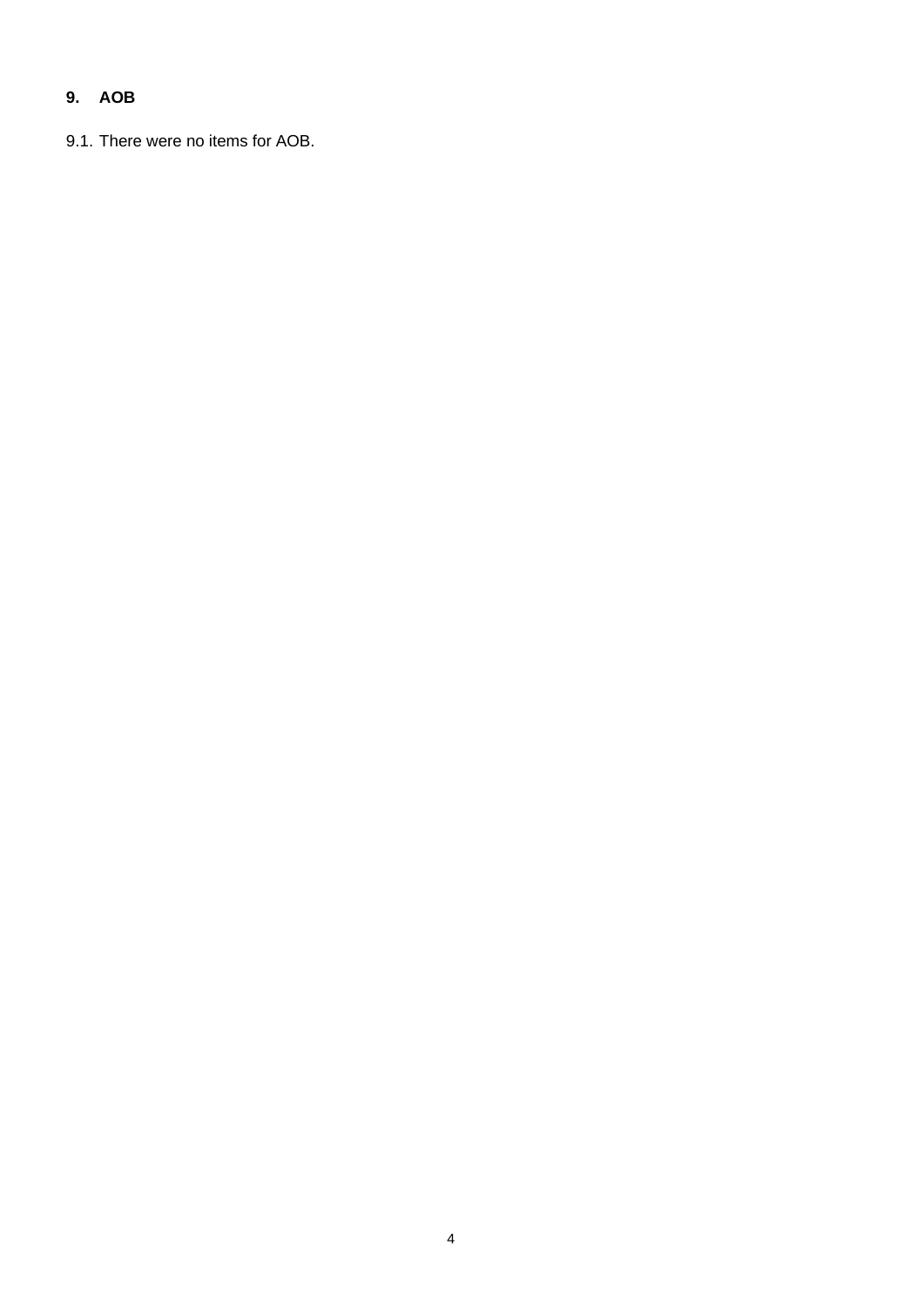## 9. AOB

9.1. There were no items for AOB.